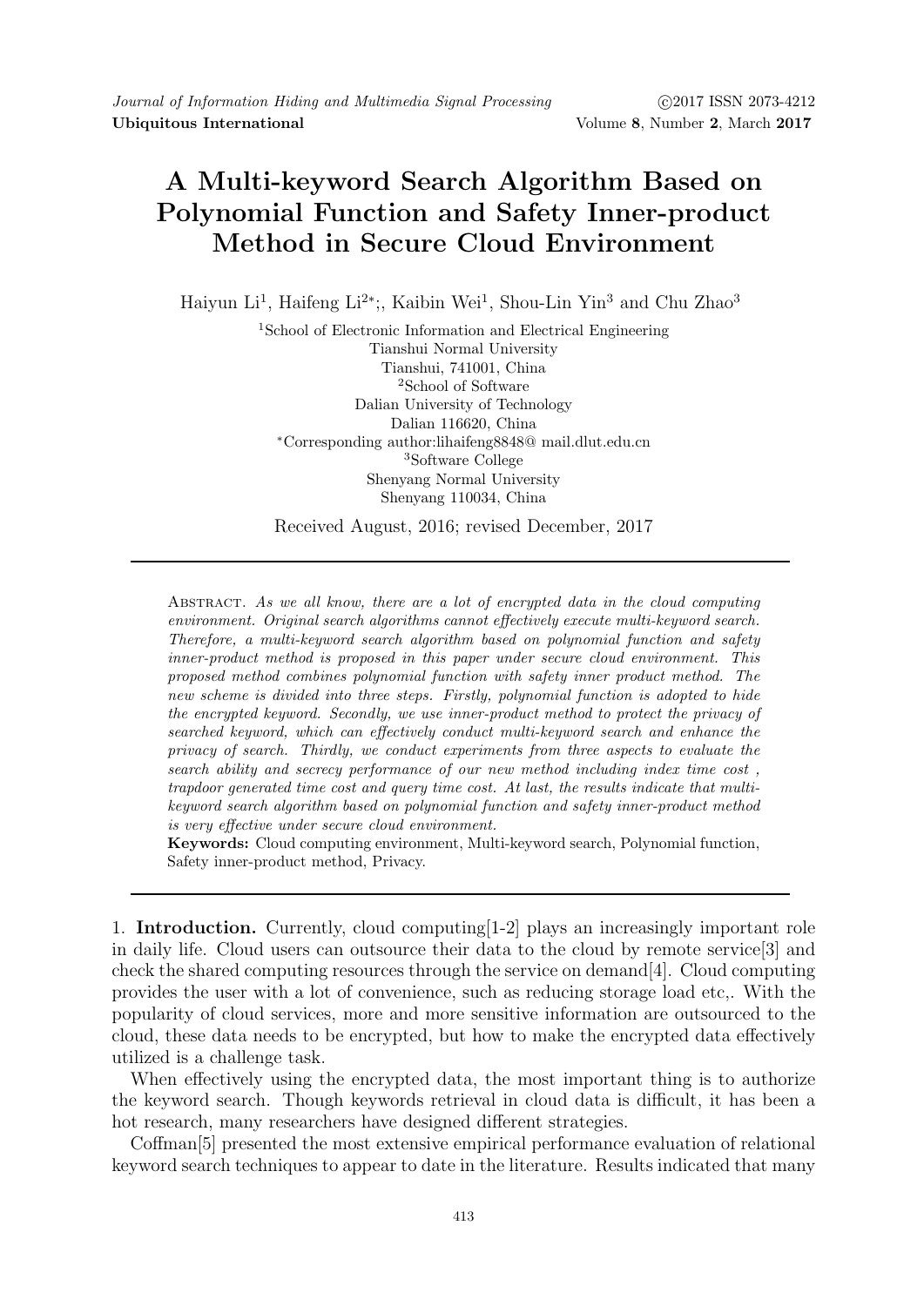# A Multi-keyword Search Algorithm Based on Polynomial Function and Safety Inner-product Method in Secure Cloud Environment

Haiyun Li[1], Haifeng Li[2*], Kaibin Wei[1], Shou-Lin Yin[3] and Chu Zhao[3]

[1]School of Electronic Information and Electrical Engineering
Tianshui Normal University
Tianshui, 741001, China

[2]School of Software
Dalian University of Technology
Dalian 116620, China

*Corresponding author:lihaifeng8848@ mail.dlut.edu.cn

[3]Software College
Shenyang Normal University
Shenyang 110034, China

Received August, 2016; revised December, 2017

Abstract. *As we all know, there are a lot of encrypted data in the cloud computing environment. Original search algorithms cannot effectively execute multi-keyword search. Therefore, a multi-keyword search algorithm based on polynomial function and safety inner-product method is proposed in this paper under secure cloud environment. This proposed method combines polynomial function with safety inner product method. The new scheme is divided into three steps. Firstly, polynomial function is adopted to hide the encrypted keyword. Secondly, we use inner-product method to protect the privacy of searched keyword, which can effectively conduct multi-keyword search and enhance the privacy of search. Thirdly, we conduct experiments from three aspects to evaluate the search ability and secrecy performance of our new method including index time cost , trapdoor generated time cost and query time cost. At last, the results indicate that multi-keyword search algorithm based on polynomial function and safety inner-product method is very effective under secure cloud environment.*

**Keywords:** Cloud computing environment, Multi-keyword search, Polynomial function, Safety inner-product method, Privacy.

## 1. Introduction.

Currently, cloud computing[1-2] plays an increasingly important role in daily life. Cloud users can outsource their data to the cloud by remote service[3] and check the shared computing resources through the service on demand[4]. Cloud computing provides the user with a lot of convenience, such as reducing storage load etc,. With the popularity of cloud services, more and more sensitive information are outsourced to the cloud, these data needs to be encrypted, but how to make the encrypted data effectively utilized is a challenge task.

When effectively using the encrypted data, the most important thing is to authorize the keyword search. Though keywords retrieval in cloud data is difficult, it has been a hot research, many researchers have designed different strategies.

Coffman[5] presented the most extensive empirical performance evaluation of relational keyword search techniques to appear to date in the literature. Results indicated that many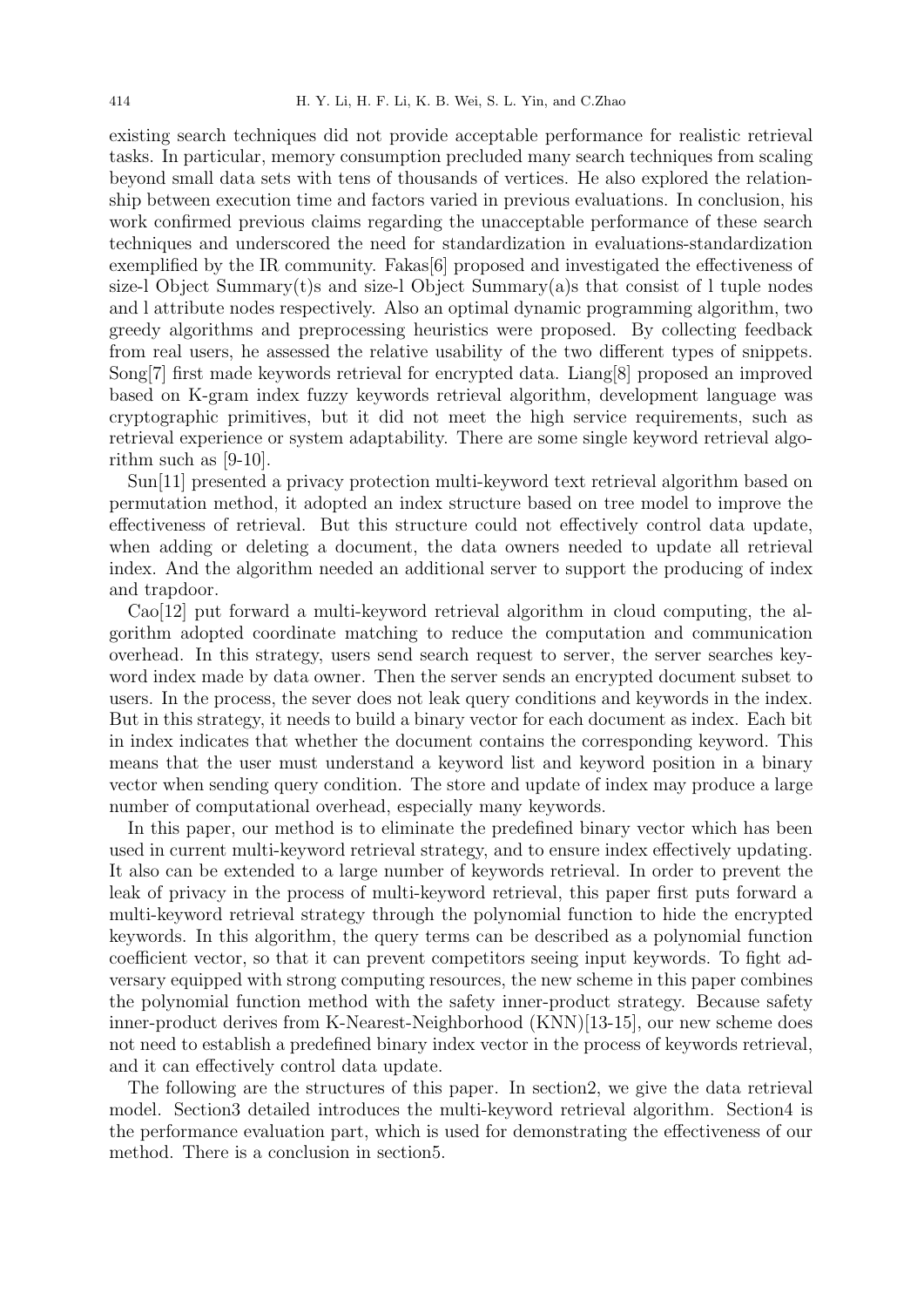existing search techniques did not provide acceptable performance for realistic retrieval tasks. In particular, memory consumption precluded many search techniques from scaling beyond small data sets with tens of thousands of vertices. He also explored the relationship between execution time and factors varied in previous evaluations. In conclusion, his work confirmed previous claims regarding the unacceptable performance of these search techniques and underscored the need for standardization in evaluations-standardization exemplified by the IR community. Fakas[6] proposed and investigated the effectiveness of size-l Object Summary(t)s and size-l Object Summary(a)s that consist of l tuple nodes and l attribute nodes respectively. Also an optimal dynamic programming algorithm, two greedy algorithms and preprocessing heuristics were proposed. By collecting feedback from real users, he assessed the relative usability of the two different types of snippets. Song[7] first made keywords retrieval for encrypted data. Liang[8] proposed an improved based on K-gram index fuzzy keywords retrieval algorithm, development language was cryptographic primitives, but it did not meet the high service requirements, such as retrieval experience or system adaptability. There are some single keyword retrieval algorithm such as [9-10].

Sun[11] presented a privacy protection multi-keyword text retrieval algorithm based on permutation method, it adopted an index structure based on tree model to improve the effectiveness of retrieval. But this structure could not effectively control data update, when adding or deleting a document, the data owners needed to update all retrieval index. And the algorithm needed an additional server to support the producing of index and trapdoor.

Cao[12] put forward a multi-keyword retrieval algorithm in cloud computing, the algorithm adopted coordinate matching to reduce the computation and communication overhead. In this strategy, users send search request to server, the server searches keyword index made by data owner. Then the server sends an encrypted document subset to users. In the process, the sever does not leak query conditions and keywords in the index. But in this strategy, it needs to build a binary vector for each document as index. Each bit in index indicates that whether the document contains the corresponding keyword. This means that the user must understand a keyword list and keyword position in a binary vector when sending query condition. The store and update of index may produce a large number of computational overhead, especially many keywords.

In this paper, our method is to eliminate the predefined binary vector which has been used in current multi-keyword retrieval strategy, and to ensure index effectively updating. It also can be extended to a large number of keywords retrieval. In order to prevent the leak of privacy in the process of multi-keyword retrieval, this paper first puts forward a multi-keyword retrieval strategy through the polynomial function to hide the encrypted keywords. In this algorithm, the query terms can be described as a polynomial function coefficient vector, so that it can prevent competitors seeing input keywords. To fight adversary equipped with strong computing resources, the new scheme in this paper combines the polynomial function method with the safety inner-product strategy. Because safety inner-product derives from K-Nearest-Neighborhood (KNN)[13-15], our new scheme does not need to establish a predefined binary index vector in the process of keywords retrieval, and it can effectively control data update.

The following are the structures of this paper. In section2, we give the data retrieval model. Section3 detailed introduces the multi-keyword retrieval algorithm. Section4 is the performance evaluation part, which is used for demonstrating the effectiveness of our method. There is a conclusion in section5.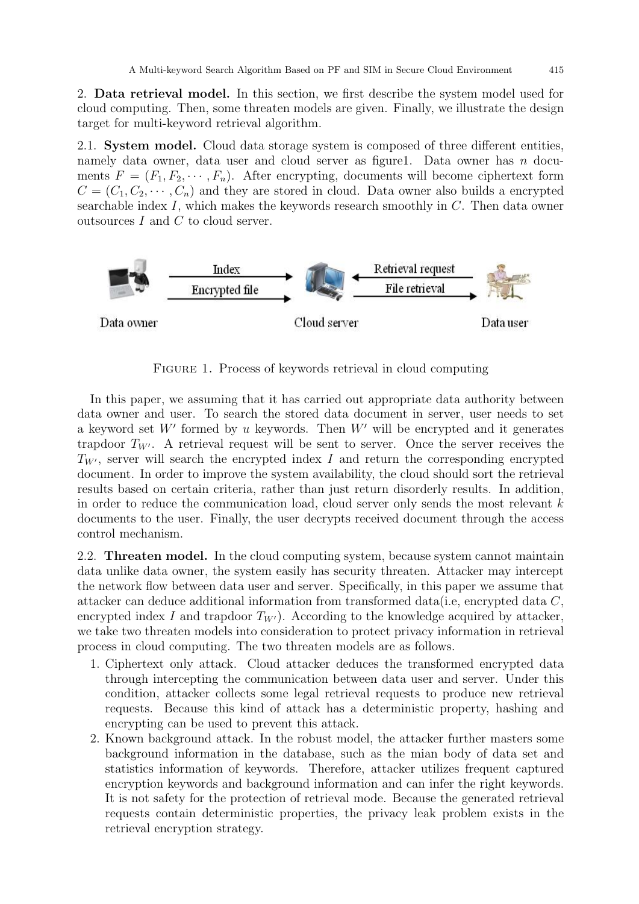2. **Data retrieval model.** In this section, we first describe the system model used for cloud computing. Then, some threaten models are given. Finally, we illustrate the design target for multi-keyword retrieval algorithm.

2.1. **System model.** Cloud data storage system is composed of three different entities, namely data owner, data user and cloud server as figure1. Data owner has $n$ documents $F = (F_1, F_2, \cdots, F_n)$. After encrypting, documents will become ciphertext form $C = (C_1, C_2, \cdots, C_n)$ and they are stored in cloud. Data owner also builds a encrypted searchable index $I$, which makes the keywords research smoothly in $C$. Then data owner outsources $I$ and $C$ to cloud server.

FIGURE 1. Process of keywords retrieval in cloud computing

In this paper, we assuming that it has carried out appropriate data authority between data owner and user. To search the stored data document in server, user needs to set a keyword set $W'$ formed by $u$ keywords. Then $W'$ will be encrypted and it generates trapdoor $T_{W'}$. A retrieval request will be sent to server. Once the server receives the $T_{W'}$, server will search the encrypted index $I$ and return the corresponding encrypted document. In order to improve the system availability, the cloud should sort the retrieval results based on certain criteria, rather than just return disorderly results. In addition, in order to reduce the communication load, cloud server only sends the most relevant $k$ documents to the user. Finally, the user decrypts received document through the access control mechanism.

2.2. **Threaten model.** In the cloud computing system, because system cannot maintain data unlike data owner, the system easily has security threaten. Attacker may intercept the network flow between data user and server. Specifically, in this paper we assume that attacker can deduce additional information from transformed data(i.e, encrypted data $C$, encrypted index $I$ and trapdoor $T_{W'}$). According to the knowledge acquired by attacker, we take two threaten models into consideration to protect privacy information in retrieval process in cloud computing. The two threaten models are as follows.

1. Ciphertext only attack. Cloud attacker deduces the transformed encrypted data through intercepting the communication between data user and server. Under this condition, attacker collects some legal retrieval requests to produce new retrieval requests. Because this kind of attack has a deterministic property, hashing and encrypting can be used to prevent this attack.
2. Known background attack. In the robust model, the attacker further masters some background information in the database, such as the mian body of data set and statistics information of keywords. Therefore, attacker utilizes frequent captured encryption keywords and background information and can infer the right keywords. It is not safety for the protection of retrieval mode. Because the generated retrieval requests contain deterministic properties, the privacy leak problem exists in the retrieval encryption strategy.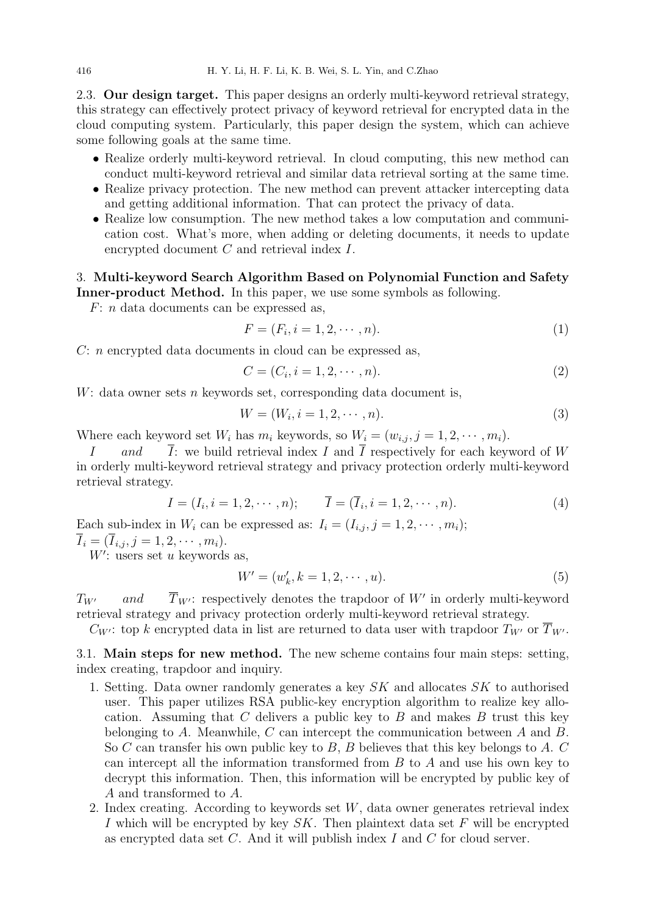2.3. **Our design target.** This paper designs an orderly multi-keyword retrieval strategy, this strategy can effectively protect privacy of keyword retrieval for encrypted data in the cloud computing system. Particularly, this paper design the system, which can achieve some following goals at the same time.

- Realize orderly multi-keyword retrieval. In cloud computing, this new method can conduct multi-keyword retrieval and similar data retrieval sorting at the same time.
- Realize privacy protection. The new method can prevent attacker intercepting data and getting additional information. That can protect the privacy of data.
- Realize low consumption. The new method takes a low computation and communication cost. What's more, when adding or deleting documents, it needs to update encrypted document $C$ and retrieval index $I$.

3. **Multi-keyword Search Algorithm Based on Polynomial Function and Safety Inner-product Method.** In this paper, we use some symbols as following.

$F$: $n$ data documents can be expressed as,

$$F = (F_i, i = 1, 2, \cdots, n). \tag{1}$$

$C$: $n$ encrypted data documents in cloud can be expressed as,

$$C = (C_i, i = 1, 2, \cdots, n). \tag{2}$$

$W$: data owner sets $n$ keywords set, corresponding data document is,

$$W = (W_i, i = 1, 2, \cdots, n). \tag{3}$$

Where each keyword set $W_i$ has $m_i$ keywords, so $W_i = (w_{i,j}, j = 1, 2, \cdots, m_i)$.

$I$ *and* $\overline{I}$: we build retrieval index $I$ and $\overline{I}$ respectively for each keyword of $W$ in orderly multi-keyword retrieval strategy and privacy protection orderly multi-keyword retrieval strategy.

$$I = (I_i, i = 1, 2, \cdots, n); \qquad \overline{I} = (\overline{I}_i, i = 1, 2, \cdots, n). \tag{4}$$

Each sub-index in $W_i$ can be expressed as: $I_i = (I_{i,j}, j = 1, 2, \cdots, m_i)$; $\overline{I}_i = (\overline{I}_{i,j}, j = 1, 2, \cdots, m_i)$.

$W'$: users set $u$ keywords as,

$$W' = (w'_k, k = 1, 2, \cdots, u). \tag{5}$$

$T_{W'}$ *and* $\overline{T}_{W'}$: respectively denotes the trapdoor of $W'$ in orderly multi-keyword retrieval strategy and privacy protection orderly multi-keyword retrieval strategy.

$C_{W'}$: top $k$ encrypted data in list are returned to data user with trapdoor $T_{W'}$ or $\overline{T}_{W'}$.

3.1. **Main steps for new method.** The new scheme contains four main steps: setting, index creating, trapdoor and inquiry.

1. Setting. Data owner randomly generates a key $SK$ and allocates $SK$ to authorised user. This paper utilizes RSA public-key encryption algorithm to realize key allocation. Assuming that $C$ delivers a public key to $B$ and makes $B$ trust this key belonging to $A$. Meanwhile, $C$ can intercept the communication between $A$ and $B$. So $C$ can transfer his own public key to $B$, $B$ believes that this key belongs to $A$. $C$ can intercept all the information transformed from $B$ to $A$ and use his own key to decrypt this information. Then, this information will be encrypted by public key of $A$ and transformed to $A$.
2. Index creating. According to keywords set $W$, data owner generates retrieval index $I$ which will be encrypted by key $SK$. Then plaintext data set $F$ will be encrypted as encrypted data set $C$. And it will publish index $I$ and $C$ for cloud server.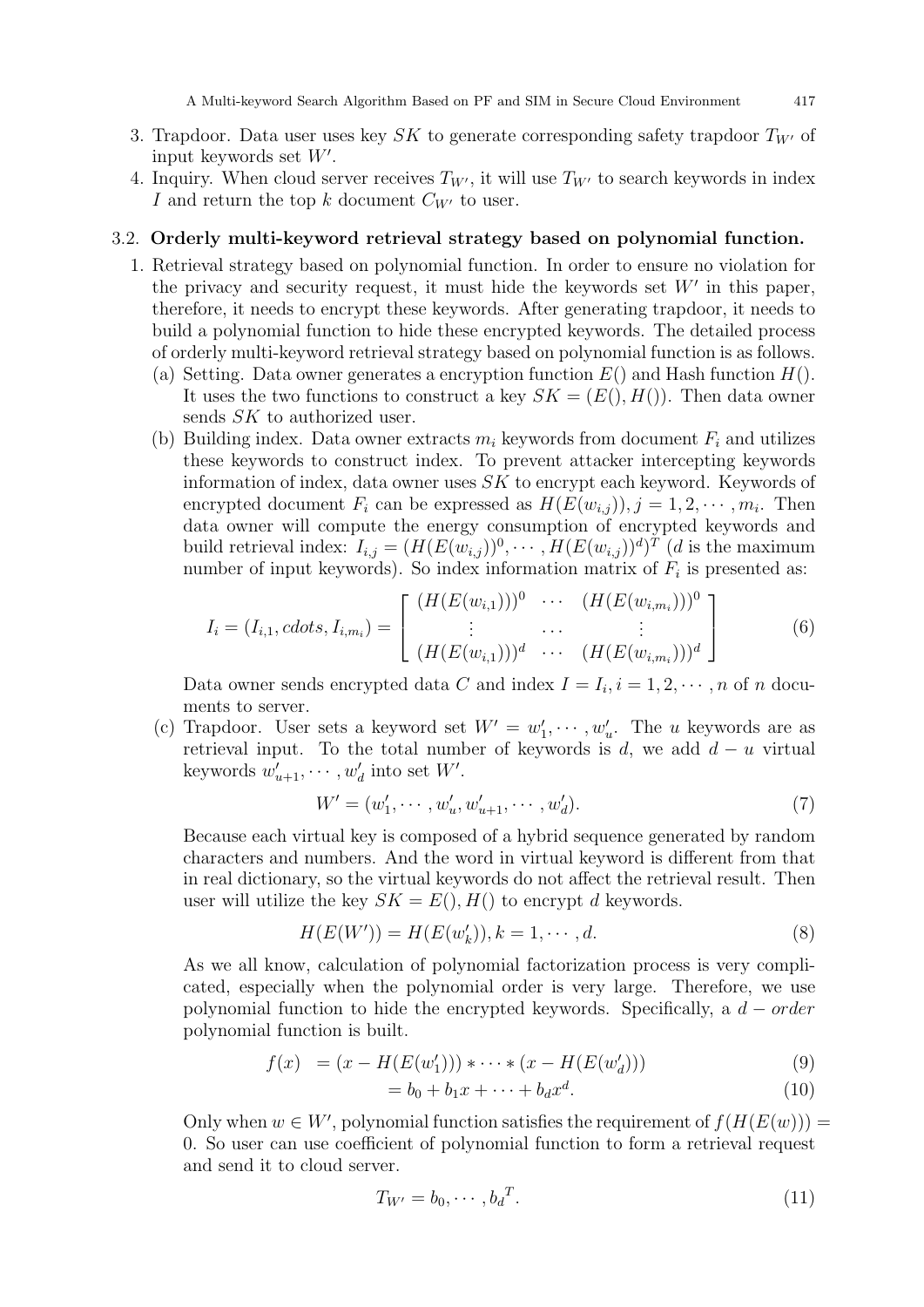3. Trapdoor. Data user uses key $SK$ to generate corresponding safety trapdoor $T_{W'}$ of input keywords set $W'$.
4. Inquiry. When cloud server receives $T_{W'}$, it will use $T_{W'}$ to search keywords in index $I$ and return the top $k$ document $C_{W'}$ to user.

### 3.2. Orderly multi-keyword retrieval strategy based on polynomial function.

1. Retrieval strategy based on polynomial function. In order to ensure no violation for the privacy and security request, it must hide the keywords set $W'$ in this paper, therefore, it needs to encrypt these keywords. After generating trapdoor, it needs to build a polynomial function to hide these encrypted keywords. The detailed process of orderly multi-keyword retrieval strategy based on polynomial function is as follows.
   (a) Setting. Data owner generates a encryption function $E()$ and Hash function $H()$. It uses the two functions to construct a key $SK = (E(), H())$. Then data owner sends $SK$ to authorized user.
   (b) Building index. Data owner extracts $m_i$ keywords from document $F_i$ and utilizes these keywords to construct index. To prevent attacker intercepting keywords information of index, data owner uses $SK$ to encrypt each keyword. Keywords of encrypted document $F_i$ can be expressed as $H(E(w_{i,j})), j = 1, 2, \cdots, m_i$. Then data owner will compute the energy consumption of encrypted keywords and build retrieval index: $I_{i,j} = (H(E(w_{i,j}))^0, \cdots, H(E(w_{i,j}))^d)^T$ ($d$ is the maximum number of input keywords). So index information matrix of $F_i$ is presented as:

$$I_i = (I_{i,1}, cdots, I_{i,m_i}) = \begin{bmatrix} (H(E(w_{i,1})))^0 & \cdots & (H(E(w_{i,m_i})))^0 \\ \vdots & \cdots & \vdots \\ (H(E(w_{i,1})))^d & \cdots & (H(E(w_{i,m_i})))^d \end{bmatrix} \tag{6}$$

   Data owner sends encrypted data $C$ and index $I = I_i, i = 1, 2, \cdots, n$ of $n$ documents to server.
   (c) Trapdoor. User sets a keyword set $W' = w'_1, \cdots, w'_u$. The $u$ keywords are as retrieval input. To the total number of keywords is $d$, we add $d - u$ virtual keywords $w'_{u+1}, \cdots, w'_d$ into set $W'$.

$$W' = (w'_1, \cdots, w'_u, w'_{u+1}, \cdots, w'_d). \tag{7}$$

   Because each virtual key is composed of a hybrid sequence generated by random characters and numbers. And the word in virtual keyword is different from that in real dictionary, so the virtual keywords do not affect the retrieval result. Then user will utilize the key $SK = E(), H()$ to encrypt $d$ keywords.

$$H(E(W')) = H(E(w'_k)), k = 1, \cdots, d. \tag{8}$$

   As we all know, calculation of polynomial factorization process is very complicated, especially when the polynomial order is very large. Therefore, we use polynomial function to hide the encrypted keywords. Specifically, a $d - order$ polynomial function is built.

$$f(x) = (x - H(E(w'_1))) * \cdots * (x - H(E(w'_d))) \tag{9}$$

$$= b_0 + b_1 x + \cdots + b_d x^d. \tag{10}$$

   Only when $w \in W'$, polynomial function satisfies the requirement of $f(H(E(w))) = 0$. So user can use coefficient of polynomial function to form a retrieval request and send it to cloud server.

$$T_{W'} = b_0, \cdots, {b_d}^T. \tag{11}$$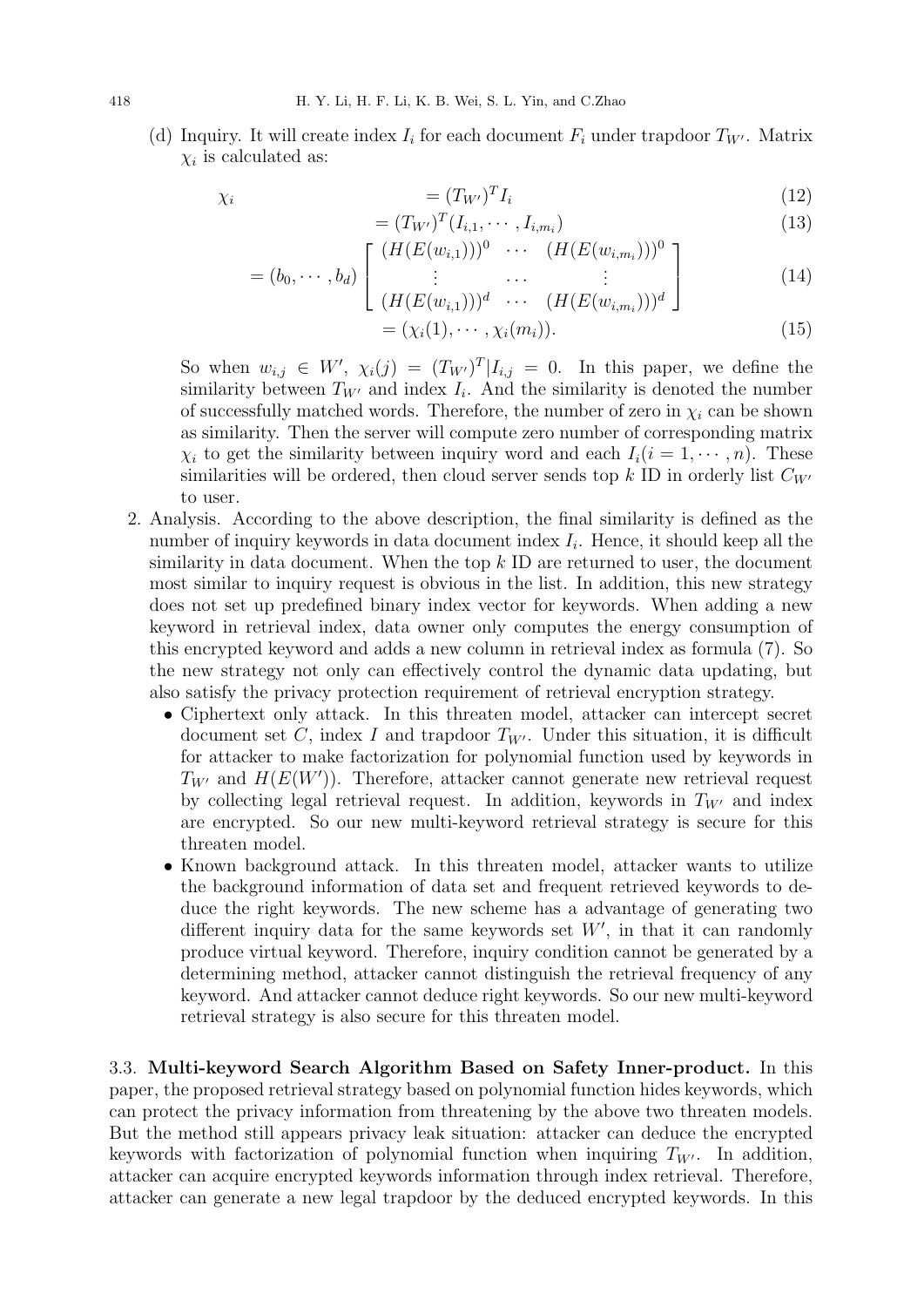(d) Inquiry. It will create index $I_i$ for each document $F_i$ under trapdoor $T_{W'}$. Matrix $\chi_i$ is calculated as:

$$
\begin{aligned}
\chi_i &= (T_{W'})^T I_i && (12)\\
&= (T_{W'})^T (I_{i,1}, \cdots, I_{i,m_i}) && (13)\\
&= (b_0, \cdots, b_d) \begin{bmatrix} (H(E(w_{i,1})))^0 & \cdots & (H(E(w_{i,m_i})))^0 \\ \vdots & \cdots & \vdots \\ (H(E(w_{i,1})))^d & \cdots & (H(E(w_{i,m_i})))^d \end{bmatrix} && (14)\\
&= (\chi_i(1), \cdots, \chi_i(m_i)). && (15)
\end{aligned}
$$

So when $w_{i,j} \in W'$, $\chi_i(j) = (T_{W'})^T | I_{i,j} = 0$. In this paper, we define the similarity between $T_{W'}$ and index $I_i$. And the similarity is denoted the number of successfully matched words. Therefore, the number of zero in $\chi_i$ can be shown as similarity. Then the server will compute zero number of corresponding matrix $\chi_i$ to get the similarity between inquiry word and each $I_i (i = 1, \cdots, n)$. These similarities will be ordered, then cloud server sends top $k$ ID in orderly list $C_{W'}$ to user.

2. Analysis. According to the above description, the final similarity is defined as the number of inquiry keywords in data document index $I_i$. Hence, it should keep all the similarity in data document. When the top $k$ ID are returned to user, the document most similar to inquiry request is obvious in the list. In addition, this new strategy does not set up predefined binary index vector for keywords. When adding a new keyword in retrieval index, data owner only computes the energy consumption of this encrypted keyword and adds a new column in retrieval index as formula (7). So the new strategy not only can effectively control the dynamic data updating, but also satisfy the privacy protection requirement of retrieval encryption strategy.
   - Ciphertext only attack. In this threaten model, attacker can intercept secret document set $C$, index $I$ and trapdoor $T_{W'}$. Under this situation, it is difficult for attacker to make factorization for polynomial function used by keywords in $T_{W'}$ and $H(E(W'))$. Therefore, attacker cannot generate new retrieval request by collecting legal retrieval request. In addition, keywords in $T_{W'}$ and index are encrypted. So our new multi-keyword retrieval strategy is secure for this threaten model.
   - Known background attack. In this threaten model, attacker wants to utilize the background information of data set and frequent retrieved keywords to deduce the right keywords. The new scheme has a advantage of generating two different inquiry data for the same keywords set $W'$, in that it can randomly produce virtual keyword. Therefore, inquiry condition cannot be generated by a determining method, attacker cannot distinguish the retrieval frequency of any keyword. And attacker cannot deduce right keywords. So our new multi-keyword retrieval strategy is also secure for this threaten model.

**3.3. Multi-keyword Search Algorithm Based on Safety Inner-product.** In this paper, the proposed retrieval strategy based on polynomial function hides keywords, which can protect the privacy information from threatening by the above two threaten models. But the method still appears privacy leak situation: attacker can deduce the encrypted keywords with factorization of polynomial function when inquiring $T_{W'}$. In addition, attacker can acquire encrypted keywords information through index retrieval. Therefore, attacker can generate a new legal trapdoor by the deduced encrypted keywords. In this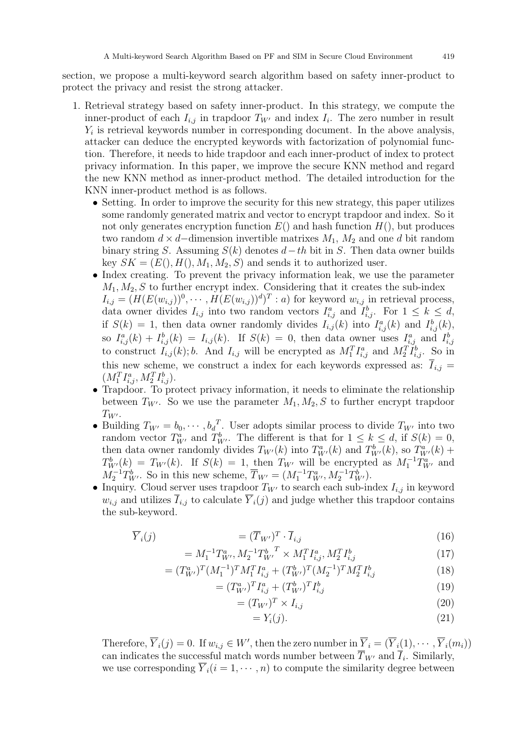section, we propose a multi-keyword search algorithm based on safety inner-product to protect the privacy and resist the strong attacker.

1. Retrieval strategy based on safety inner-product. In this strategy, we compute the inner-product of each $I_{i,j}$ in trapdoor $T_{W'}$ and index $I_i$. The zero number in result $Y_i$ is retrieval keywords number in corresponding document. In the above analysis, attacker can deduce the encrypted keywords with factorization of polynomial function. Therefore, it needs to hide trapdoor and each inner-product of index to protect privacy information. In this paper, we improve the secure KNN method and regard the new KNN method as inner-product method. The detailed introduction for the KNN inner-product method is as follows.
   - Setting. In order to improve the security for this new strategy, this paper utilizes some randomly generated matrix and vector to encrypt trapdoor and index. So it not only generates encryption function $E()$ and hash function $H()$, but produces two random $d \times d-$dimension invertible matrixes $M_1$, $M_2$ and one $d$ bit random binary string $S$. Assuming $S(k)$ denotes $d-th$ bit in $S$. Then data owner builds key $SK = (E(), H(), M_1, M_2, S)$ and sends it to authorized user.
   - Index creating. To prevent the privacy information leak, we use the parameter $M_1, M_2, S$ to further encrypt index. Considering that it creates the sub-index $I_{i,j} = (H(E(w_{i,j}))^0, \cdots, H(E(w_{i,j}))^d)^T : a)$ for keyword $w_{i,j}$ in retrieval process, data owner divides $I_{i,j}$ into two random vectors $I_{i,j}^a$ and $I_{i,j}^b$. For $1 \leq k \leq d$, if $S(k) = 1$, then data owner randomly divides $I_{i,j}(k)$ into $I_{i,j}^a(k)$ and $I_{i,j}^b(k)$, so $I_{i,j}^a(k) + I_{i,j}^b(k) = I_{i,j}(k)$. If $S(k) = 0$, then data owner uses $I_{i,j}^a$ and $I_{i,j}^b$ to construct $I_{i,j}(k); b$. And $I_{i,j}$ will be encrypted as $M_1^T I_{i,j}^a$ and $M_2^T I_{i,j}^b$. So in this new scheme, we construct a index for each keywords expressed as: $\overline{I}_{i,j} = (M_1^T I_{i,j}^a, M_2^T I_{i,j}^b)$.
   - Trapdoor. To protect privacy information, it needs to eliminate the relationship between $T_{W'}$. So we use the parameter $M_1, M_2, S$ to further encrypt trapdoor $T_{W'}$.
   - Building $T_{W'} = b_0, \cdots, b_d{}^T$. User adopts similar process to divide $T_{W'}$ into two random vector $T_{W'}^a$ and $T_{W'}^b$. The different is that for $1 \leq k \leq d$, if $S(k) = 0$, then data owner randomly divides $T_{W'}(k)$ into $T_{W'}^a(k)$ and $T_{W'}^b(k)$, so $T_{W'}^a(k) + T_{W'}^b(k) = T_{W'}(k)$. If $S(k) = 1$, then $T_{W'}$ will be encrypted as $M_1^{-1} T_{W'}^a$ and $M_2^{-1} T_{W'}^b$. So in this new scheme, $\overline{T}_{W'} = (M_1^{-1} T_{W'}^a, M_2^{-1} T_{W'}^b)$.
   - Inquiry. Cloud server uses trapdoor $T_{W'}$ to search each sub-index $I_{i,j}$ in keyword $w_{i,j}$ and utilizes $\overline{I}_{i,j}$ to calculate $\overline{Y}_i(j)$ and judge whether this trapdoor contains the sub-keyword.

$$\overline{Y}_i(j) \qquad = (\overline{T}_{W'})^T \cdot \overline{I}_{i,j} \tag{16}$$

$$= M_1^{-1} T_{W'}^a, M_2^{-1} T_{W'}^b{}^T \times M_1^T I_{i,j}^a, M_2^T I_{i,j}^b \tag{17}$$

$$= (T_{W'}^a)^T (M_1^{-1})^T M_1^T I_{i,j}^a + (T_{W'}^b)^T (M_2^{-1})^T M_2^T I_{i,j}^b \tag{18}$$

$$= (T_{W'}^a)^T I_{i,j}^a + (T_{W'}^b)^T I_{i,j}^b \tag{19}$$

$$= (T_{W'})^T \times I_{i,j} \tag{20}$$

$$= Y_i(j). \tag{21}$$

Therefore, $\overline{Y}_i(j) = 0$. If $w_{i,j} \in W'$, then the zero number in $\overline{Y}_i = (\overline{Y}_i(1), \cdots, \overline{Y}_i(m_i))$ can indicates the successful match words number between $\overline{T}_{W'}$ and $\overline{I}_i$. Similarly, we use corresponding $\overline{Y}_i (i = 1, \cdots, n)$ to compute the similarity degree between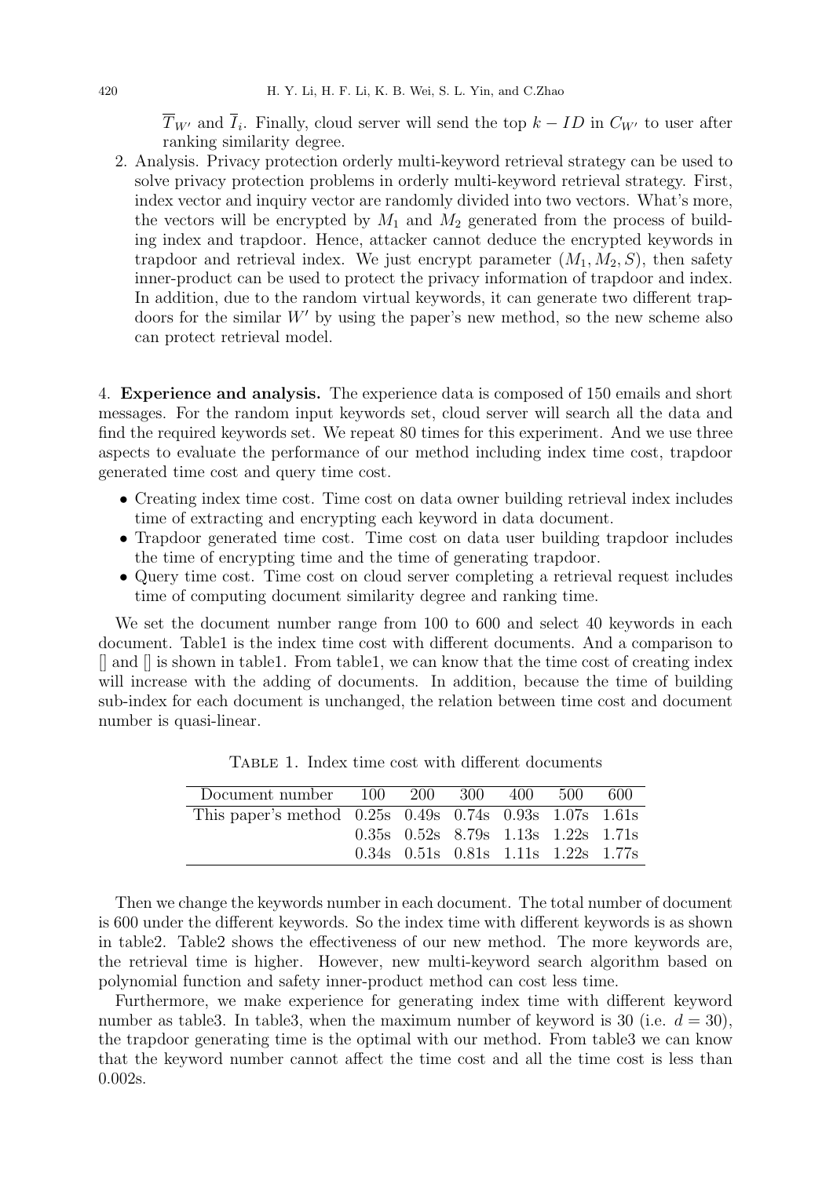$\overline{T}_{W'}$ and $\overline{I}_i$. Finally, cloud server will send the top $k - ID$ in $C_{W'}$ to user after ranking similarity degree.

2. Analysis. Privacy protection orderly multi-keyword retrieval strategy can be used to solve privacy protection problems in orderly multi-keyword retrieval strategy. First, index vector and inquiry vector are randomly divided into two vectors. What's more, the vectors will be encrypted by $M_1$ and $M_2$ generated from the process of building index and trapdoor. Hence, attacker cannot deduce the encrypted keywords in trapdoor and retrieval index. We just encrypt parameter $(M_1, M_2, S)$, then safety inner-product can be used to protect the privacy information of trapdoor and index. In addition, due to the random virtual keywords, it can generate two different trapdoors for the similar $W'$ by using the paper's new method, so the new scheme also can protect retrieval model.

4. **Experience and analysis.** The experience data is composed of 150 emails and short messages. For the random input keywords set, cloud server will search all the data and find the required keywords set. We repeat 80 times for this experiment. And we use three aspects to evaluate the performance of our method including index time cost, trapdoor generated time cost and query time cost.

- Creating index time cost. Time cost on data owner building retrieval index includes time of extracting and encrypting each keyword in data document.
- Trapdoor generated time cost. Time cost on data user building trapdoor includes the time of encrypting time and the time of generating trapdoor.
- Query time cost. Time cost on cloud server completing a retrieval request includes time of computing document similarity degree and ranking time.

We set the document number range from 100 to 600 and select 40 keywords in each document. Table1 is the index time cost with different documents. And a comparison to [] and [] is shown in table1. From table1, we can know that the time cost of creating index will increase with the adding of documents. In addition, because the time of building sub-index for each document is unchanged, the relation between time cost and document number is quasi-linear.

Table 1. Index time cost with different documents

| Document number | 100 | 200 | 300 | 400 | 500 | 600 |
|---|---|---|---|---|---|---|
| This paper's method | 0.25s | 0.49s | 0.74s | 0.93s | 1.07s | 1.61s |
| | 0.35s | 0.52s | 8.79s | 1.13s | 1.22s | 1.71s |
| | 0.34s | 0.51s | 0.81s | 1.11s | 1.22s | 1.77s |

Then we change the keywords number in each document. The total number of document is 600 under the different keywords. So the index time with different keywords is as shown in table2. Table2 shows the effectiveness of our new method. The more keywords are, the retrieval time is higher. However, new multi-keyword search algorithm based on polynomial function and safety inner-product method can cost less time.

Furthermore, we make experience for generating index time with different keyword number as table3. In table3, when the maximum number of keyword is 30 (i.e. $d = 30$), the trapdoor generating time is the optimal with our method. From table3 we can know that the keyword number cannot affect the time cost and all the time cost is less than 0.002s.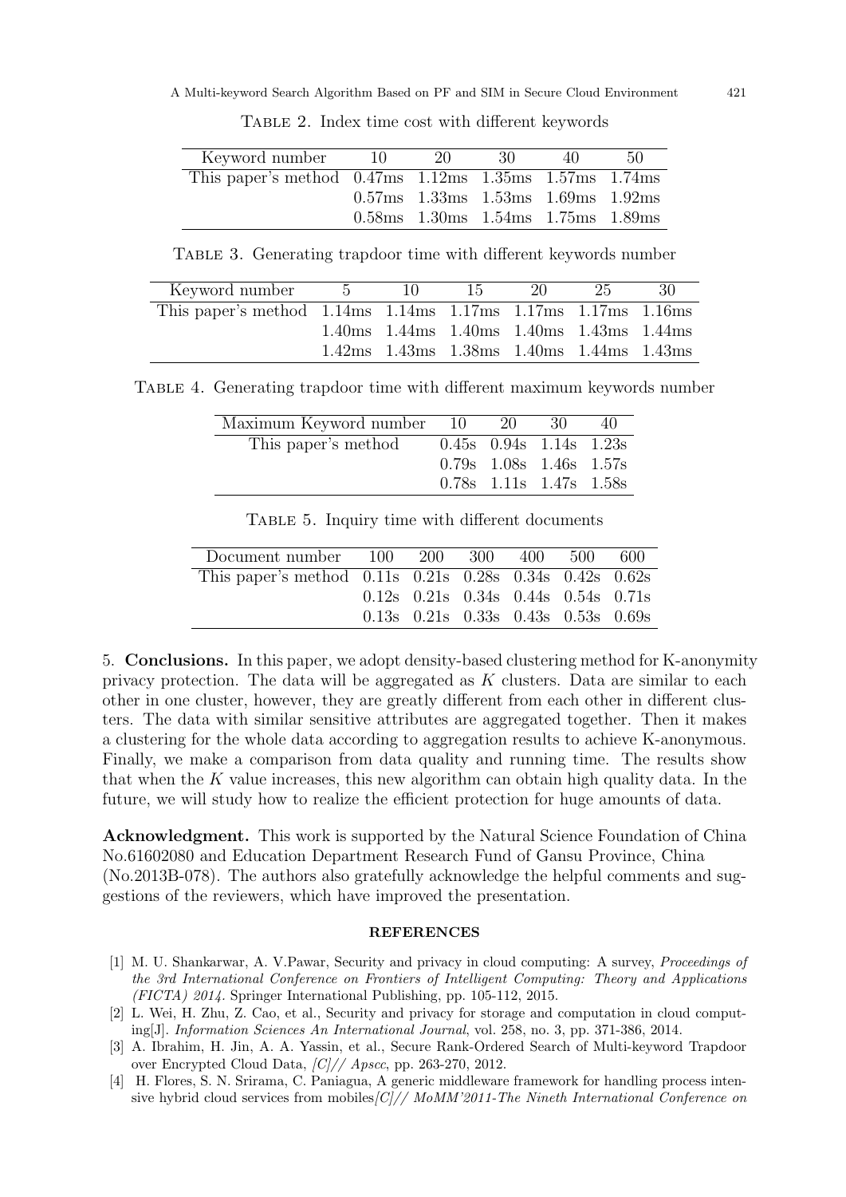Table 2. Index time cost with different keywords

| Keyword number | 10 | 20 | 30 | 40 | 50 |
|---|---|---|---|---|---|
| This paper's method | 0.47ms | 1.12ms | 1.35ms | 1.57ms | 1.74ms |
| | 0.57ms | 1.33ms | 1.53ms | 1.69ms | 1.92ms |
| | 0.58ms | 1.30ms | 1.54ms | 1.75ms | 1.89ms |

Table 3. Generating trapdoor time with different keywords number

| Keyword number | 5 | 10 | 15 | 20 | 25 | 30 |
|---|---|---|---|---|---|---|
| This paper's method | 1.14ms | 1.14ms | 1.17ms | 1.17ms | 1.17ms | 1.16ms |
| | 1.40ms | 1.44ms | 1.40ms | 1.40ms | 1.43ms | 1.44ms |
| | 1.42ms | 1.43ms | 1.38ms | 1.40ms | 1.44ms | 1.43ms |

Table 4. Generating trapdoor time with different maximum keywords number

| Maximum Keyword number | 10 | 20 | 30 | 40 |
|---|---|---|---|---|
| This paper's method | 0.45s | 0.94s | 1.14s | 1.23s |
| | 0.79s | 1.08s | 1.46s | 1.57s |
| | 0.78s | 1.11s | 1.47s | 1.58s |

Table 5. Inquiry time with different documents

| Document number | 100 | 200 | 300 | 400 | 500 | 600 |
|---|---|---|---|---|---|---|
| This paper's method | 0.11s | 0.21s | 0.28s | 0.34s | 0.42s | 0.62s |
| | 0.12s | 0.21s | 0.34s | 0.44s | 0.54s | 0.71s |
| | 0.13s | 0.21s | 0.33s | 0.43s | 0.53s | 0.69s |

5. **Conclusions.** In this paper, we adopt density-based clustering method for K-anonymity privacy protection. The data will be aggregated as $K$ clusters. Data are similar to each other in one cluster, however, they are greatly different from each other in different clusters. The data with similar sensitive attributes are aggregated together. Then it makes a clustering for the whole data according to aggregation results to achieve K-anonymous. Finally, we make a comparison from data quality and running time. The results show that when the $K$ value increases, this new algorithm can obtain high quality data. In the future, we will study how to realize the efficient protection for huge amounts of data.

**Acknowledgment.** This work is supported by the Natural Science Foundation of China No.61602080 and Education Department Research Fund of Gansu Province, China (No.2013B-078). The authors also gratefully acknowledge the helpful comments and suggestions of the reviewers, which have improved the presentation.

## REFERENCES

[1] M. U. Shankarwar, A. V.Pawar, Security and privacy in cloud computing: A survey, *Proceedings of the 3rd International Conference on Frontiers of Intelligent Computing: Theory and Applications (FICTA) 2014*. Springer International Publishing, pp. 105-112, 2015.

[2] L. Wei, H. Zhu, Z. Cao, et al., Security and privacy for storage and computation in cloud computing[J]. *Information Sciences An International Journal*, vol. 258, no. 3, pp. 371-386, 2014.

[3] A. Ibrahim, H. Jin, A. A. Yassin, et al., Secure Rank-Ordered Search of Multi-keyword Trapdoor over Encrypted Cloud Data, *[C]// Apscc*, pp. 263-270, 2012.

[4] H. Flores, S. N. Srirama, C. Paniagua, A generic middleware framework for handling process intensive hybrid cloud services from mobiles*[C]// MoMM'2011-The Nineth International Conference on*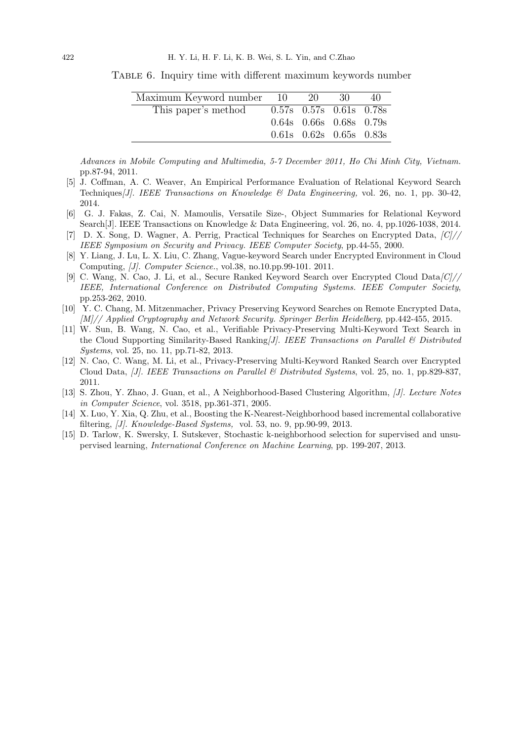Table 6. Inquiry time with different maximum keywords number

| Maximum Keyword number | 10 | 20 | 30 | 40 |
|---|---|---|---|---|
| This paper's method | 0.57s | 0.57s | 0.61s | 0.78s |
| | 0.64s | 0.66s | 0.68s | 0.79s |
| | 0.61s | 0.62s | 0.65s | 0.83s |

*Advances in Mobile Computing and Multimedia, 5-7 December 2011, Ho Chi Minh City, Vietnam.* pp.87-94, 2011.

[5] J. Coffman, A. C. Weaver, An Empirical Performance Evaluation of Relational Keyword Search Techniques*[J]. IEEE Transactions on Knowledge & Data Engineering,* vol. 26, no. 1, pp. 30-42, 2014.

[6] G. J. Fakas, Z. Cai, N. Mamoulis, Versatile Size-, Object Summaries for Relational Keyword Search[J]. IEEE Transactions on Knowledge & Data Engineering, vol. 26, no. 4, pp.1026-1038, 2014.

[7] D. X. Song, D. Wagner, A. Perrig, Practical Techniques for Searches on Encrypted Data, *[C]// IEEE Symposium on Security and Privacy. IEEE Computer Society*, pp.44-55, 2000.

[8] Y. Liang, J. Lu, L. X. Liu, C. Zhang, Vague-keyword Search under Encrypted Environment in Cloud Computing, *[J]. Computer Science.*, vol.38, no.10.pp.99-101. 2011.

[9] C. Wang, N. Cao, J. Li, et al., Secure Ranked Keyword Search over Encrypted Cloud Data*[C]// IEEE, International Conference on Distributed Computing Systems. IEEE Computer Society*, pp.253-262, 2010.

[10] Y. C. Chang, M. Mitzenmacher, Privacy Preserving Keyword Searches on Remote Encrypted Data, *[M]// Applied Cryptography and Network Security. Springer Berlin Heidelberg*, pp.442-455, 2015.

[11] W. Sun, B. Wang, N. Cao, et al., Verifiable Privacy-Preserving Multi-Keyword Text Search in the Cloud Supporting Similarity-Based Ranking*[J]. IEEE Transactions on Parallel & Distributed Systems*, vol. 25, no. 11, pp.71-82, 2013.

[12] N. Cao, C. Wang, M. Li, et al., Privacy-Preserving Multi-Keyword Ranked Search over Encrypted Cloud Data, *[J]. IEEE Transactions on Parallel & Distributed Systems*, vol. 25, no. 1, pp.829-837, 2011.

[13] S. Zhou, Y. Zhao, J. Guan, et al., A Neighborhood-Based Clustering Algorithm, *[J]. Lecture Notes in Computer Science*, vol. 3518, pp.361-371, 2005.

[14] X. Luo, Y. Xia, Q. Zhu, et al., Boosting the K-Nearest-Neighborhood based incremental collaborative filtering, *[J]. Knowledge-Based Systems,* vol. 53, no. 9, pp.90-99, 2013.

[15] D. Tarlow, K. Swersky, I. Sutskever, Stochastic k-neighborhood selection for supervised and unsupervised learning, *International Conference on Machine Learning*, pp. 199-207, 2013.